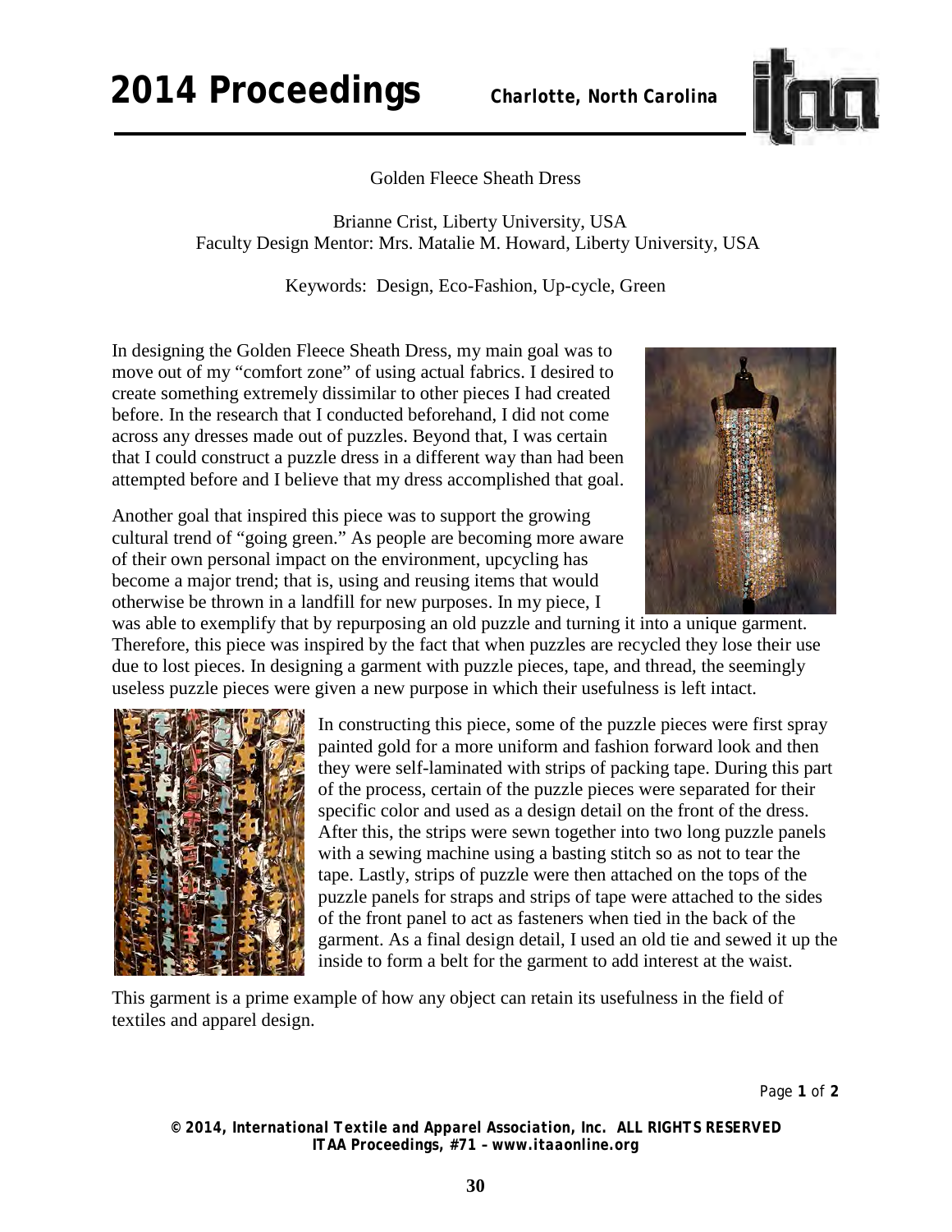# Golden Fleece Sheath Dress

Brianne Crist, Liberty University, USA
Faculty Design Mentor: Mrs. Matalie M. Howard, Liberty University, USA

Keywords: Design, Eco-Fashion, Up-cycle, Green

In designing the Golden Fleece Sheath Dress, my main goal was to move out of my "comfort zone" of using actual fabrics. I desired to create something extremely dissimilar to other pieces I had created before. In the research that I conducted beforehand, I did not come across any dresses made out of puzzles. Beyond that, I was certain that I could construct a puzzle dress in a different way than had been attempted before and I believe that my dress accomplished that goal.

Another goal that inspired this piece was to support the growing cultural trend of "going green." As people are becoming more aware of their own personal impact on the environment, upcycling has become a major trend; that is, using and reusing items that would otherwise be thrown in a landfill for new purposes. In my piece, I was able to exemplify that by repurposing an old puzzle and turning it into a unique garment. Therefore, this piece was inspired by the fact that when puzzles are recycled they lose their use due to lost pieces. In designing a garment with puzzle pieces, tape, and thread, the seemingly useless puzzle pieces were given a new purpose in which their usefulness is left intact.

In constructing this piece, some of the puzzle pieces were first spray painted gold for a more uniform and fashion forward look and then they were self-laminated with strips of packing tape. During this part of the process, certain of the puzzle pieces were separated for their specific color and used as a design detail on the front of the dress. After this, the strips were sewn together into two long puzzle panels with a sewing machine using a basting stitch so as not to tear the tape. Lastly, strips of puzzle were then attached on the tops of the puzzle panels for straps and strips of tape were attached to the sides of the front panel to act as fasteners when tied in the back of the garment. As a final design detail, I used an old tie and sewed it up the inside to form a belt for the garment to add interest at the waist.

This garment is a prime example of how any object can retain its usefulness in the field of textiles and apparel design.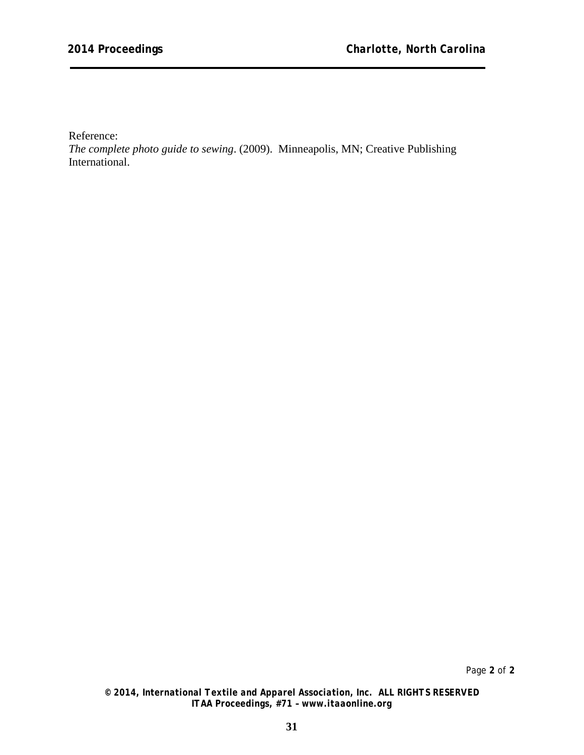Reference:
*The complete photo guide to sewing*. (2009). Minneapolis, MN; Creative Publishing International.